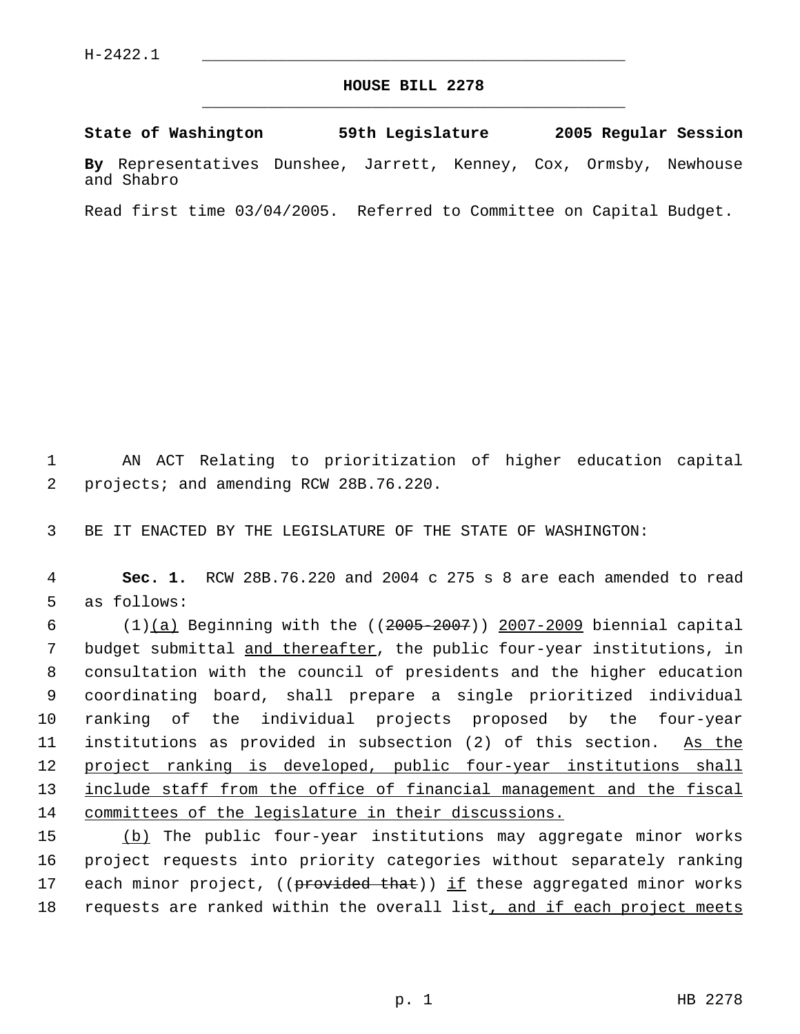H-2422.1

# HOUSE BILL 2278

**State of Washington 59th Legislature 2005 Regular Session**

**By** Representatives Dunshee, Jarrett, Kenney, Cox, Ormsby, Newhouse and Shabro

Read first time 03/04/2005. Referred to Committee on Capital Budget.

AN ACT Relating to prioritization of higher education capital projects; and amending RCW 28B.76.220.

BE IT ENACTED BY THE LEGISLATURE OF THE STATE OF WASHINGTON:

**Sec. 1.** RCW 28B.76.220 and 2004 c 275 s 8 are each amended to read as follows:

(1)<u>(a)</u> Beginning with the ((~~2005-2007~~)) <u>2007-2009</u> biennial capital budget submittal <u>and thereafter</u>, the public four-year institutions, in consultation with the council of presidents and the higher education coordinating board, shall prepare a single prioritized individual ranking of the individual projects proposed by the four-year institutions as provided in subsection (2) of this section. <u>As the project ranking is developed, public four-year institutions shall include staff from the office of financial management and the fiscal committees of the legislature in their discussions.</u>

<u>(b)</u> The public four-year institutions may aggregate minor works project requests into priority categories without separately ranking each minor project, ((~~provided that~~)) <u>if</u> these aggregated minor works requests are ranked within the overall list<u>, and if each project meets</u>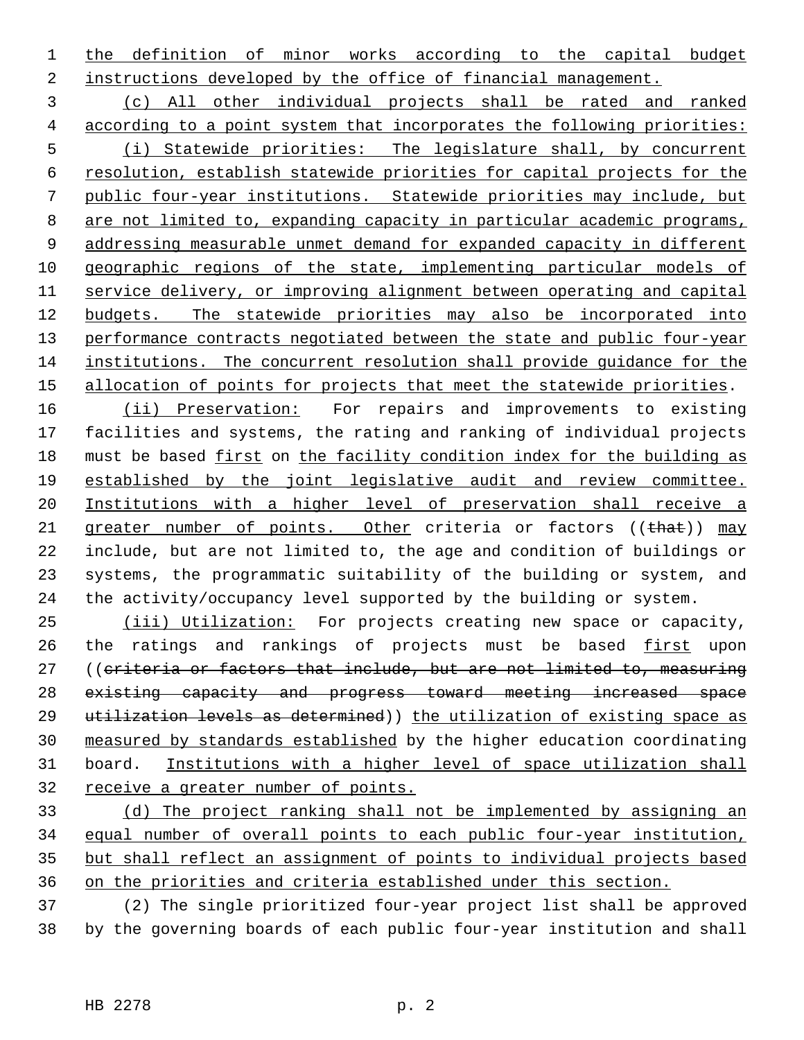the definition of minor works according to the capital budget instructions developed by the office of financial management.

(c) All other individual projects shall be rated and ranked according to a point system that incorporates the following priorities:

(i) Statewide priorities: The legislature shall, by concurrent resolution, establish statewide priorities for capital projects for the public four-year institutions. Statewide priorities may include, but are not limited to, expanding capacity in particular academic programs, addressing measurable unmet demand for expanded capacity in different geographic regions of the state, implementing particular models of service delivery, or improving alignment between operating and capital budgets. The statewide priorities may also be incorporated into performance contracts negotiated between the state and public four-year institutions. The concurrent resolution shall provide guidance for the allocation of points for projects that meet the statewide priorities.

(ii) Preservation: For repairs and improvements to existing facilities and systems, the rating and ranking of individual projects must be based first on the facility condition index for the building as established by the joint legislative audit and review committee. Institutions with a higher level of preservation shall receive a greater number of points. Other criteria or factors ((~~that~~)) may include, but are not limited to, the age and condition of buildings or systems, the programmatic suitability of the building or system, and the activity/occupancy level supported by the building or system.

(iii) Utilization: For projects creating new space or capacity, the ratings and rankings of projects must be based first upon ((~~criteria or factors that include, but are not limited to, measuring existing capacity and progress toward meeting increased space utilization levels as determined~~)) the utilization of existing space as measured by standards established by the higher education coordinating board. Institutions with a higher level of space utilization shall receive a greater number of points.

(d) The project ranking shall not be implemented by assigning an equal number of overall points to each public four-year institution, but shall reflect an assignment of points to individual projects based on the priorities and criteria established under this section.

(2) The single prioritized four-year project list shall be approved by the governing boards of each public four-year institution and shall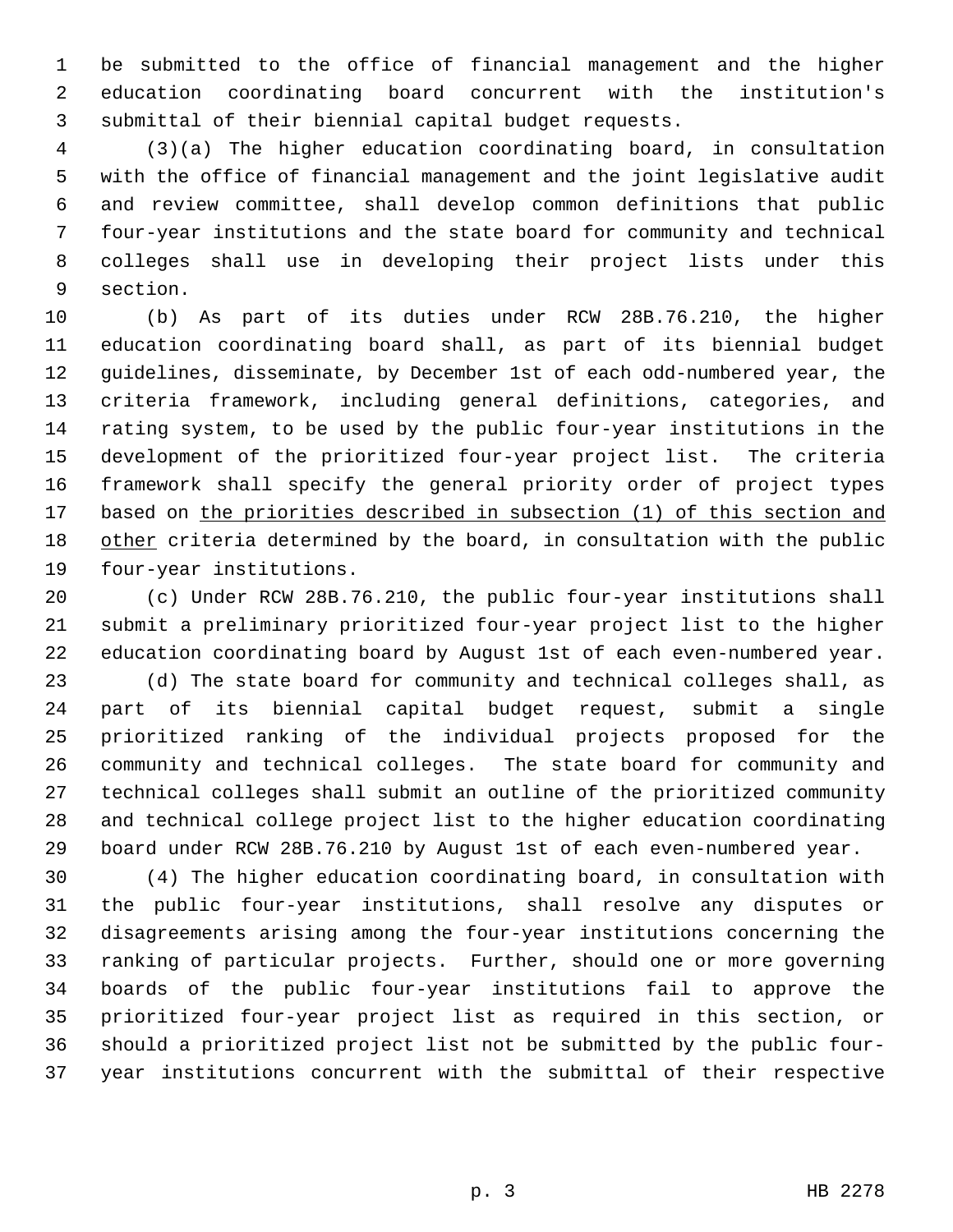be submitted to the office of financial management and the higher education coordinating board concurrent with the institution's submittal of their biennial capital budget requests.

(3)(a) The higher education coordinating board, in consultation with the office of financial management and the joint legislative audit and review committee, shall develop common definitions that public four-year institutions and the state board for community and technical colleges shall use in developing their project lists under this section.

(b) As part of its duties under RCW 28B.76.210, the higher education coordinating board shall, as part of its biennial budget guidelines, disseminate, by December 1st of each odd-numbered year, the criteria framework, including general definitions, categories, and rating system, to be used by the public four-year institutions in the development of the prioritized four-year project list. The criteria framework shall specify the general priority order of project types based on <u>the priorities described in subsection (1) of this section and other</u> criteria determined by the board, in consultation with the public four-year institutions.

(c) Under RCW 28B.76.210, the public four-year institutions shall submit a preliminary prioritized four-year project list to the higher education coordinating board by August 1st of each even-numbered year.

(d) The state board for community and technical colleges shall, as part of its biennial capital budget request, submit a single prioritized ranking of the individual projects proposed for the community and technical colleges. The state board for community and technical colleges shall submit an outline of the prioritized community and technical college project list to the higher education coordinating board under RCW 28B.76.210 by August 1st of each even-numbered year.

(4) The higher education coordinating board, in consultation with the public four-year institutions, shall resolve any disputes or disagreements arising among the four-year institutions concerning the ranking of particular projects. Further, should one or more governing boards of the public four-year institutions fail to approve the prioritized four-year project list as required in this section, or should a prioritized project list not be submitted by the public four-year institutions concurrent with the submittal of their respective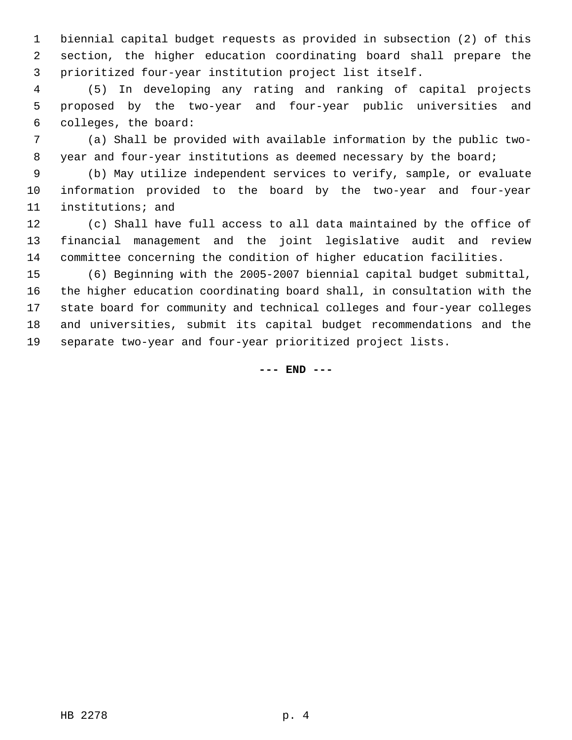biennial capital budget requests as provided in subsection (2) of this section, the higher education coordinating board shall prepare the prioritized four-year institution project list itself.

(5) In developing any rating and ranking of capital projects proposed by the two-year and four-year public universities and colleges, the board:

(a) Shall be provided with available information by the public two-year and four-year institutions as deemed necessary by the board;

(b) May utilize independent services to verify, sample, or evaluate information provided to the board by the two-year and four-year institutions; and

(c) Shall have full access to all data maintained by the office of financial management and the joint legislative audit and review committee concerning the condition of higher education facilities.

(6) Beginning with the 2005-2007 biennial capital budget submittal, the higher education coordinating board shall, in consultation with the state board for community and technical colleges and four-year colleges and universities, submit its capital budget recommendations and the separate two-year and four-year prioritized project lists.

**--- END ---**